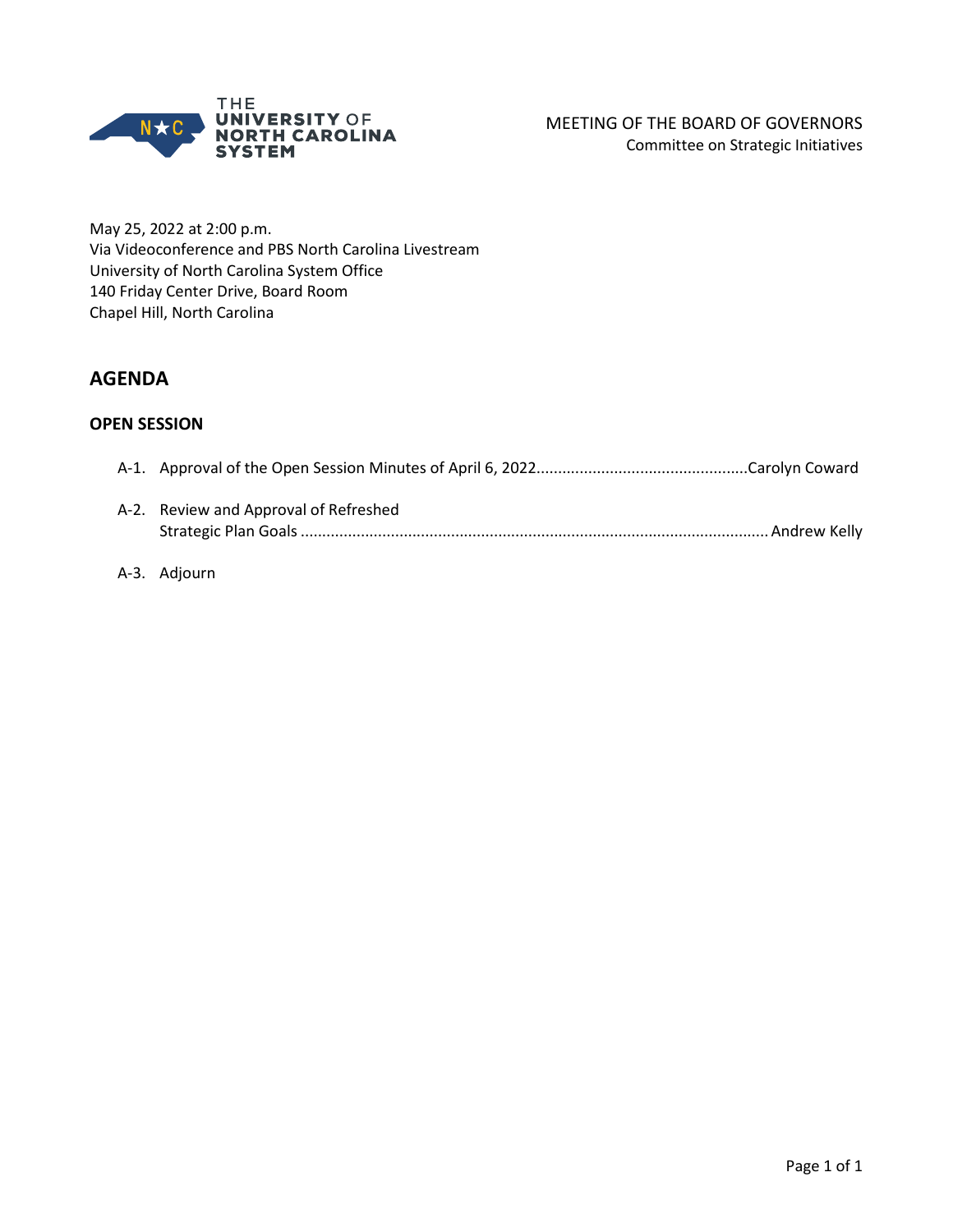THE UNIVERSITY OF NORTH CAROLINA SYSTEM

MEETING OF THE BOARD OF GOVERNORS
Committee on Strategic Initiatives

May 25, 2022 at 2:00 p.m.
Via Videoconference and PBS North Carolina Livestream
University of North Carolina System Office
140 Friday Center Drive, Board Room
Chapel Hill, North Carolina

## AGENDA

### OPEN SESSION

A-1. Approval of the Open Session Minutes of April 6, 2022 ................................................ Carolyn Coward

A-2. Review and Approval of Refreshed Strategic Plan Goals ................................................ Andrew Kelly

A-3. Adjourn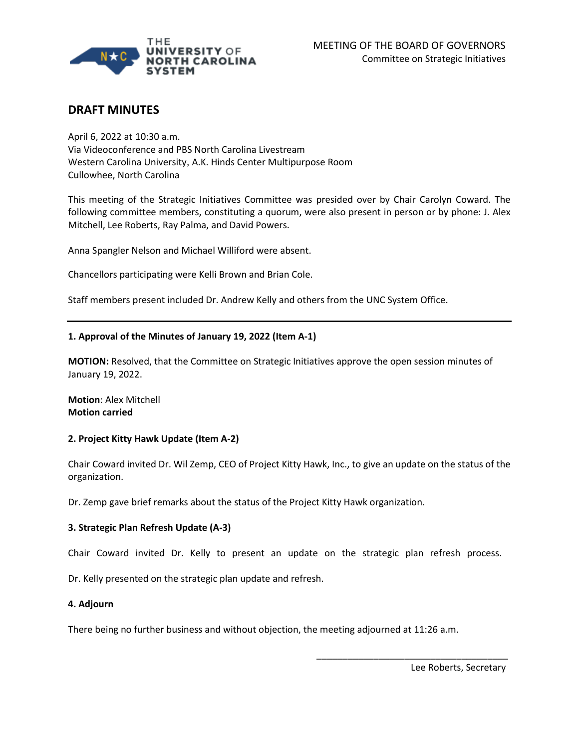MEETING OF THE BOARD OF GOVERNORS
Committee on Strategic Initiatives

# DRAFT MINUTES

April 6, 2022 at 10:30 a.m.
Via Videoconference and PBS North Carolina Livestream
Western Carolina University, A.K. Hinds Center Multipurpose Room
Cullowhee, North Carolina

This meeting of the Strategic Initiatives Committee was presided over by Chair Carolyn Coward. The following committee members, constituting a quorum, were also present in person or by phone: J. Alex Mitchell, Lee Roberts, Ray Palma, and David Powers.

Anna Spangler Nelson and Michael Williford were absent.

Chancellors participating were Kelli Brown and Brian Cole.

Staff members present included Dr. Andrew Kelly and others from the UNC System Office.

---

**1. Approval of the Minutes of January 19, 2022 (Item A-1)**

**MOTION:** Resolved, that the Committee on Strategic Initiatives approve the open session minutes of January 19, 2022.

**Motion**: Alex Mitchell
**Motion carried**

**2. Project Kitty Hawk Update (Item A-2)**

Chair Coward invited Dr. Wil Zemp, CEO of Project Kitty Hawk, Inc., to give an update on the status of the organization.

Dr. Zemp gave brief remarks about the status of the Project Kitty Hawk organization.

**3. Strategic Plan Refresh Update (A-3)**

Chair Coward invited Dr. Kelly to present an update on the strategic plan refresh process.

Dr. Kelly presented on the strategic plan update and refresh.

**4. Adjourn**

There being no further business and without objection, the meeting adjourned at 11:26 a.m.

\_\_\_\_\_\_\_\_\_\_\_\_\_\_\_\_\_\_\_\_\_\_\_\_\_\_\_\_\_\_\_\_\_\_\_\_\_\_
Lee Roberts, Secretary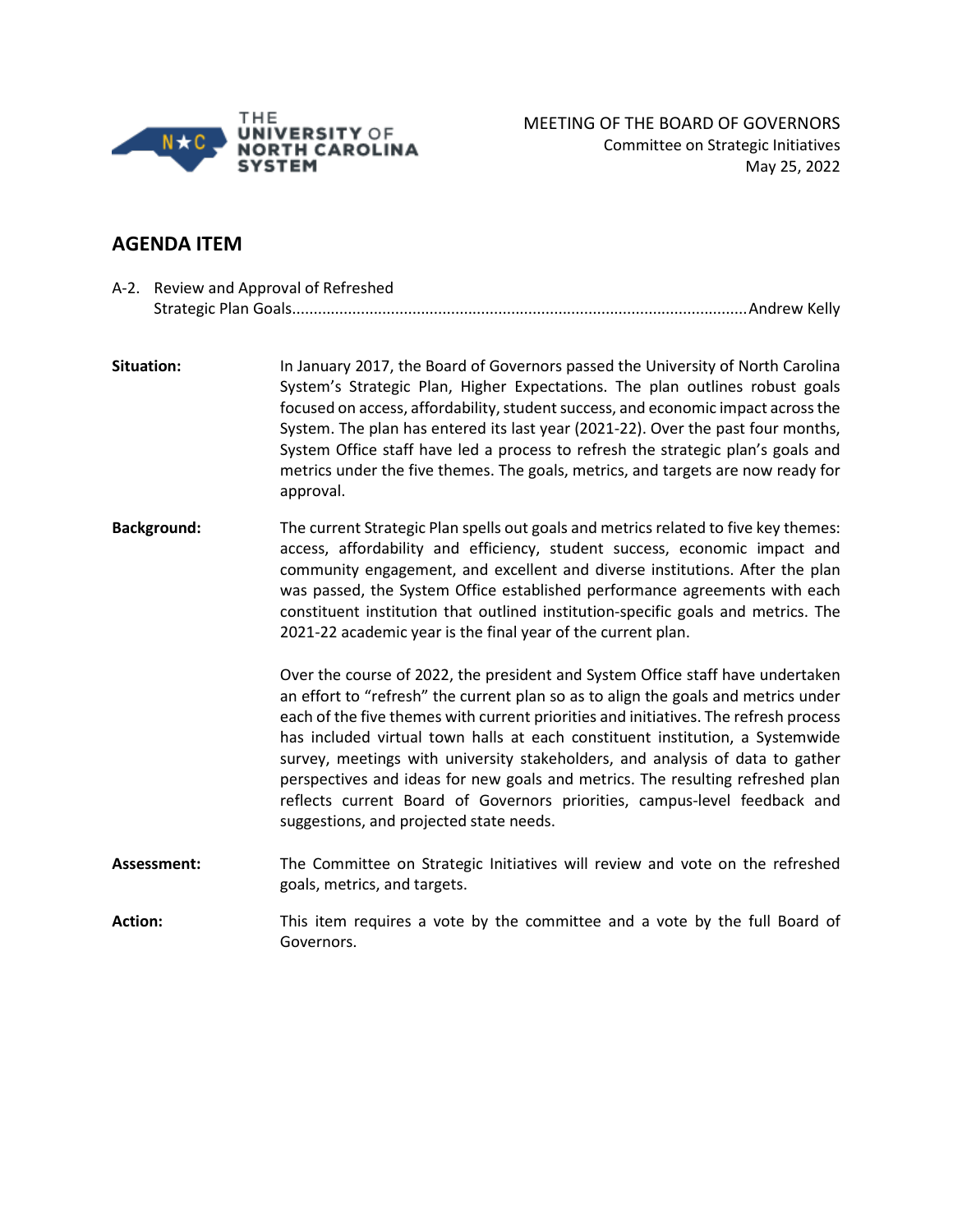MEETING OF THE BOARD OF GOVERNORS
Committee on Strategic Initiatives
May 25, 2022

## AGENDA ITEM

A-2. Review and Approval of Refreshed Strategic Plan Goals........................................................................................................Andrew Kelly

**Situation:** In January 2017, the Board of Governors passed the University of North Carolina System's Strategic Plan, Higher Expectations. The plan outlines robust goals focused on access, affordability, student success, and economic impact across the System. The plan has entered its last year (2021-22). Over the past four months, System Office staff have led a process to refresh the strategic plan's goals and metrics under the five themes. The goals, metrics, and targets are now ready for approval.

**Background:** The current Strategic Plan spells out goals and metrics related to five key themes: access, affordability and efficiency, student success, economic impact and community engagement, and excellent and diverse institutions. After the plan was passed, the System Office established performance agreements with each constituent institution that outlined institution-specific goals and metrics. The 2021-22 academic year is the final year of the current plan.

Over the course of 2022, the president and System Office staff have undertaken an effort to "refresh" the current plan so as to align the goals and metrics under each of the five themes with current priorities and initiatives. The refresh process has included virtual town halls at each constituent institution, a Systemwide survey, meetings with university stakeholders, and analysis of data to gather perspectives and ideas for new goals and metrics. The resulting refreshed plan reflects current Board of Governors priorities, campus-level feedback and suggestions, and projected state needs.

**Assessment:** The Committee on Strategic Initiatives will review and vote on the refreshed goals, metrics, and targets.

**Action:** This item requires a vote by the committee and a vote by the full Board of Governors.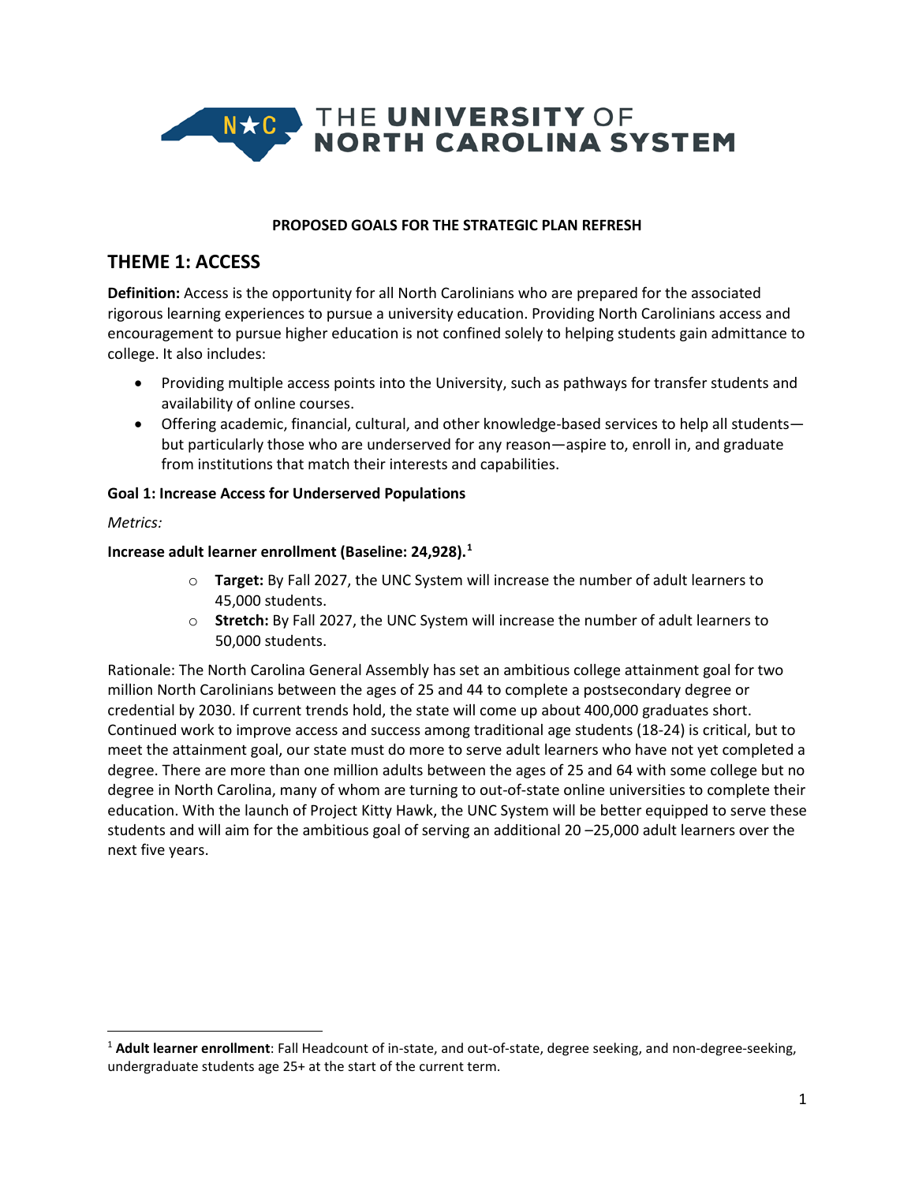# THE UNIVERSITY OF NORTH CAROLINA SYSTEM

**PROPOSED GOALS FOR THE STRATEGIC PLAN REFRESH**

## THEME 1: ACCESS

**Definition:** Access is the opportunity for all North Carolinians who are prepared for the associated rigorous learning experiences to pursue a university education. Providing North Carolinians access and encouragement to pursue higher education is not confined solely to helping students gain admittance to college. It also includes:

- Providing multiple access points into the University, such as pathways for transfer students and availability of online courses.
- Offering academic, financial, cultural, and other knowledge-based services to help all students—but particularly those who are underserved for any reason—aspire to, enroll in, and graduate from institutions that match their interests and capabilities.

**Goal 1: Increase Access for Underserved Populations**

*Metrics:*

**Increase adult learner enrollment (Baseline: 24,928).**[1]

- **Target:** By Fall 2027, the UNC System will increase the number of adult learners to 45,000 students.
- **Stretch:** By Fall 2027, the UNC System will increase the number of adult learners to 50,000 students.

Rationale: The North Carolina General Assembly has set an ambitious college attainment goal for two million North Carolinians between the ages of 25 and 44 to complete a postsecondary degree or credential by 2030. If current trends hold, the state will come up about 400,000 graduates short. Continued work to improve access and success among traditional age students (18-24) is critical, but to meet the attainment goal, our state must do more to serve adult learners who have not yet completed a degree. There are more than one million adults between the ages of 25 and 64 with some college but no degree in North Carolina, many of whom are turning to out-of-state online universities to complete their education. With the launch of Project Kitty Hawk, the UNC System will be better equipped to serve these students and will aim for the ambitious goal of serving an additional 20 –25,000 adult learners over the next five years.

---

[1] **Adult learner enrollment**: Fall Headcount of in-state, and out-of-state, degree seeking, and non-degree-seeking, undergraduate students age 25+ at the start of the current term.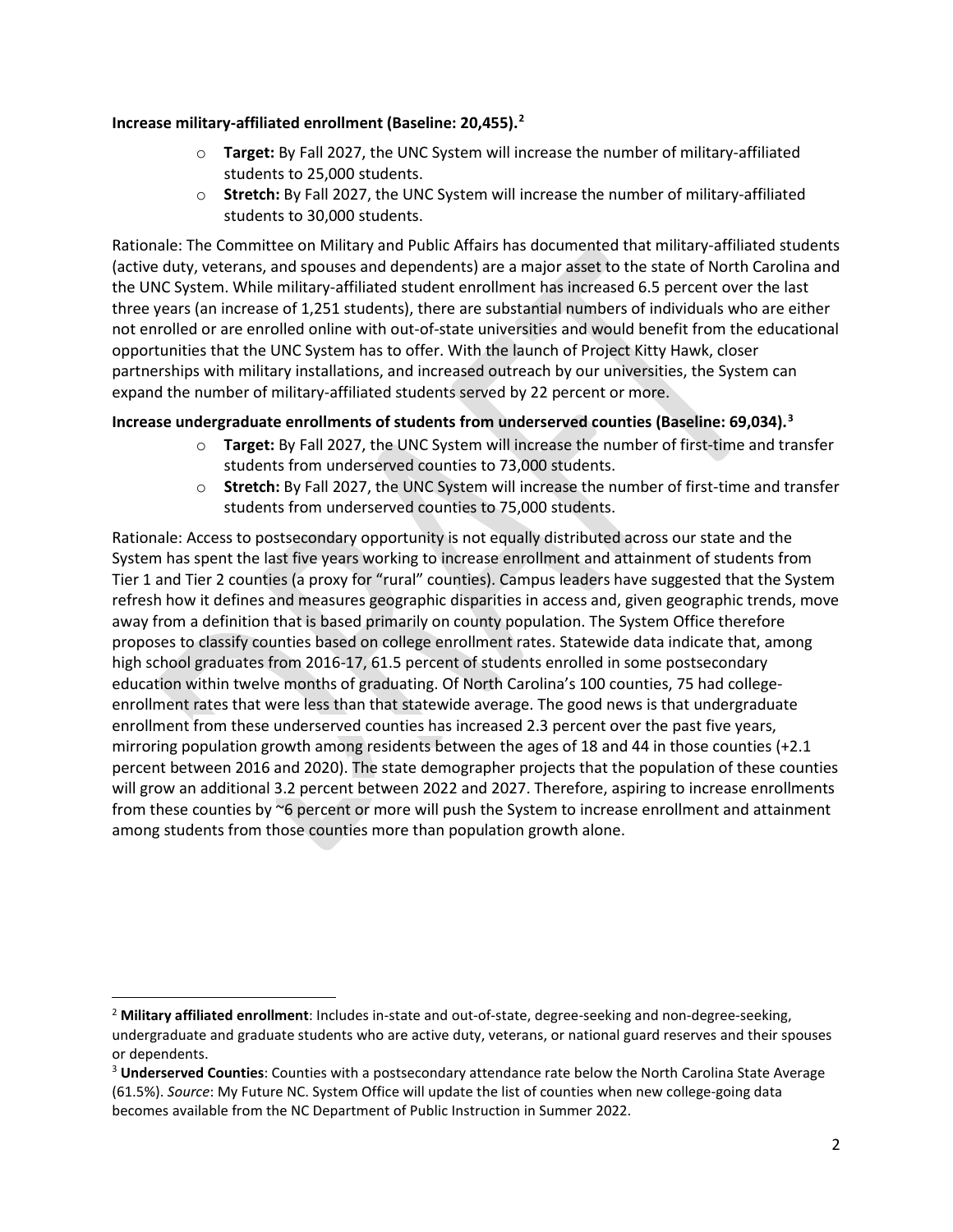**Increase military-affiliated enrollment (Baseline: 20,455).[2]**

- **Target:** By Fall 2027, the UNC System will increase the number of military-affiliated students to 25,000 students.
- **Stretch:** By Fall 2027, the UNC System will increase the number of military-affiliated students to 30,000 students.

Rationale: The Committee on Military and Public Affairs has documented that military-affiliated students (active duty, veterans, and spouses and dependents) are a major asset to the state of North Carolina and the UNC System. While military-affiliated student enrollment has increased 6.5 percent over the last three years (an increase of 1,251 students), there are substantial numbers of individuals who are either not enrolled or are enrolled online with out-of-state universities and would benefit from the educational opportunities that the UNC System has to offer. With the launch of Project Kitty Hawk, closer partnerships with military installations, and increased outreach by our universities, the System can expand the number of military-affiliated students served by 22 percent or more.

**Increase undergraduate enrollments of students from underserved counties (Baseline: 69,034).[3]**

- **Target:** By Fall 2027, the UNC System will increase the number of first-time and transfer students from underserved counties to 73,000 students.
- **Stretch:** By Fall 2027, the UNC System will increase the number of first-time and transfer students from underserved counties to 75,000 students.

Rationale: Access to postsecondary opportunity is not equally distributed across our state and the System has spent the last five years working to increase enrollment and attainment of students from Tier 1 and Tier 2 counties (a proxy for "rural" counties). Campus leaders have suggested that the System refresh how it defines and measures geographic disparities in access and, given geographic trends, move away from a definition that is based primarily on county population. The System Office therefore proposes to classify counties based on college enrollment rates. Statewide data indicate that, among high school graduates from 2016-17, 61.5 percent of students enrolled in some postsecondary education within twelve months of graduating. Of North Carolina's 100 counties, 75 had college-enrollment rates that were less than that statewide average. The good news is that undergraduate enrollment from these underserved counties has increased 2.3 percent over the past five years, mirroring population growth among residents between the ages of 18 and 44 in those counties (+2.1 percent between 2016 and 2020). The state demographer projects that the population of these counties will grow an additional 3.2 percent between 2022 and 2027. Therefore, aspiring to increase enrollments from these counties by ~6 percent or more will push the System to increase enrollment and attainment among students from those counties more than population growth alone.

---

[2] **Military affiliated enrollment**: Includes in-state and out-of-state, degree-seeking and non-degree-seeking, undergraduate and graduate students who are active duty, veterans, or national guard reserves and their spouses or dependents.

[3] **Underserved Counties**: Counties with a postsecondary attendance rate below the North Carolina State Average (61.5%). *Source*: My Future NC. System Office will update the list of counties when new college-going data becomes available from the NC Department of Public Instruction in Summer 2022.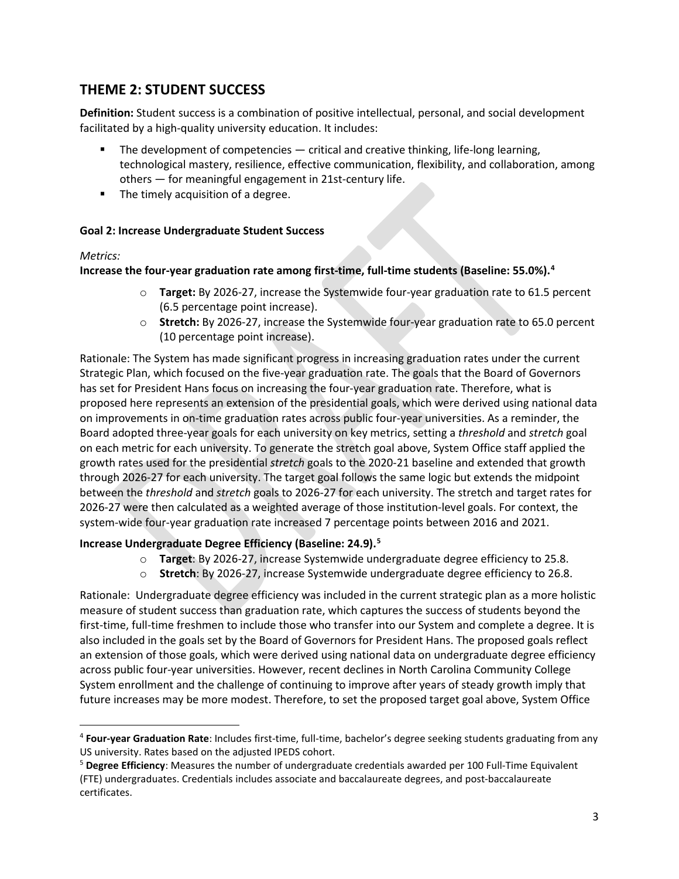## THEME 2: STUDENT SUCCESS

**Definition:** Student success is a combination of positive intellectual, personal, and social development facilitated by a high-quality university education. It includes:

- The development of competencies — critical and creative thinking, life-long learning, technological mastery, resilience, effective communication, flexibility, and collaboration, among others — for meaningful engagement in 21st-century life.
- The timely acquisition of a degree.

#### Goal 2: Increase Undergraduate Student Success

*Metrics:*

**Increase the four-year graduation rate among first-time, full-time students (Baseline: 55.0%).[4]**

- **Target:** By 2026-27, increase the Systemwide four-year graduation rate to 61.5 percent (6.5 percentage point increase).
- **Stretch:** By 2026-27, increase the Systemwide four-year graduation rate to 65.0 percent (10 percentage point increase).

Rationale: The System has made significant progress in increasing graduation rates under the current Strategic Plan, which focused on the five-year graduation rate. The goals that the Board of Governors has set for President Hans focus on increasing the four-year graduation rate. Therefore, what is proposed here represents an extension of the presidential goals, which were derived using national data on improvements in on-time graduation rates across public four-year universities. As a reminder, the Board adopted three-year goals for each university on key metrics, setting a *threshold* and *stretch* goal on each metric for each university. To generate the stretch goal above, System Office staff applied the growth rates used for the presidential *stretch* goals to the 2020-21 baseline and extended that growth through 2026-27 for each university. The target goal follows the same logic but extends the midpoint between the *threshold* and *stretch* goals to 2026-27 for each university. The stretch and target rates for 2026-27 were then calculated as a weighted average of those institution-level goals. For context, the system-wide four-year graduation rate increased 7 percentage points between 2016 and 2021.

**Increase Undergraduate Degree Efficiency (Baseline: 24.9).[5]**

- **Target**: By 2026-27, increase Systemwide undergraduate degree efficiency to 25.8.
- **Stretch**: By 2026-27, increase Systemwide undergraduate degree efficiency to 26.8.

Rationale: Undergraduate degree efficiency was included in the current strategic plan as a more holistic measure of student success than graduation rate, which captures the success of students beyond the first-time, full-time freshmen to include those who transfer into our System and complete a degree. It is also included in the goals set by the Board of Governors for President Hans. The proposed goals reflect an extension of those goals, which were derived using national data on undergraduate degree efficiency across public four-year universities. However, recent declines in North Carolina Community College System enrollment and the challenge of continuing to improve after years of steady growth imply that future increases may be more modest. Therefore, to set the proposed target goal above, System Office

---

[4] **Four-year Graduation Rate**: Includes first-time, full-time, bachelor's degree seeking students graduating from any US university. Rates based on the adjusted IPEDS cohort.

[5] **Degree Efficiency**: Measures the number of undergraduate credentials awarded per 100 Full-Time Equivalent (FTE) undergraduates. Credentials includes associate and baccalaureate degrees, and post-baccalaureate certificates.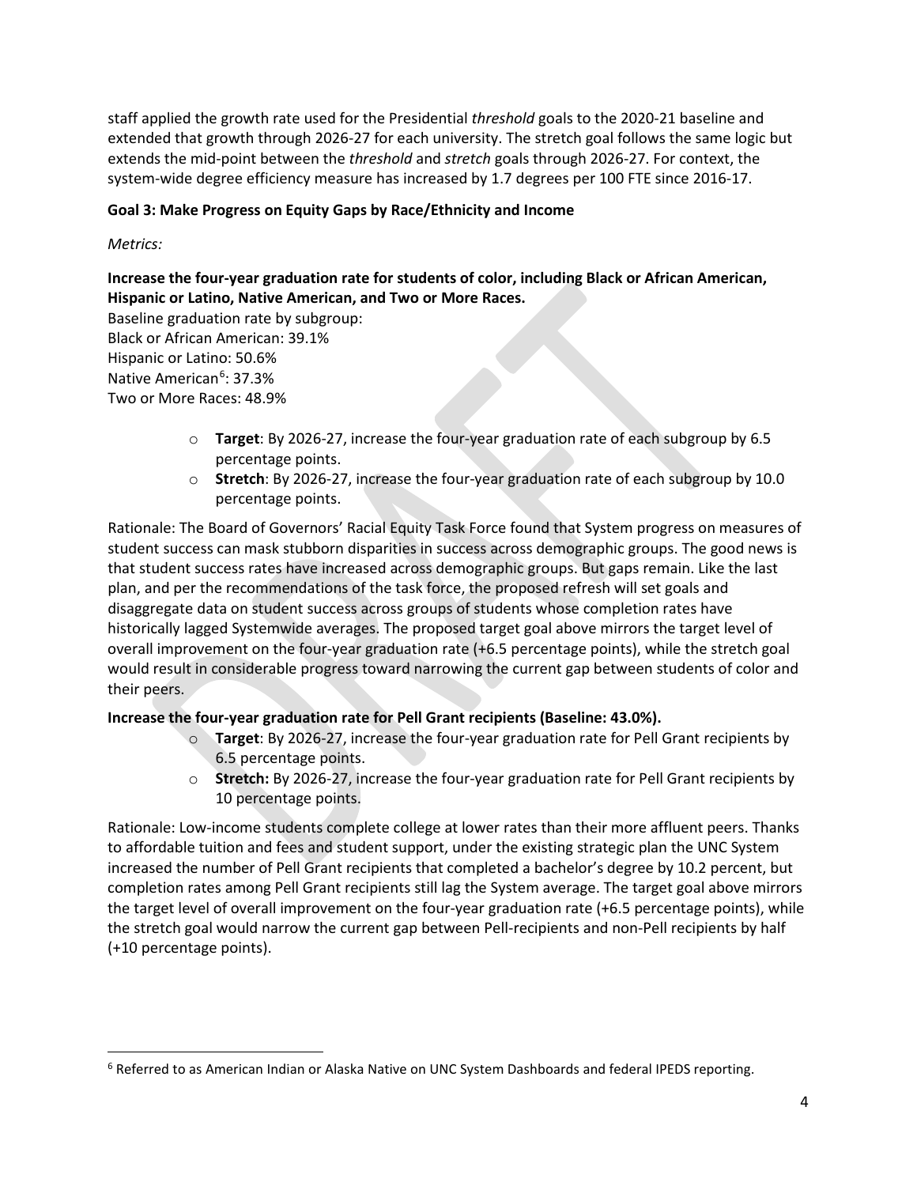staff applied the growth rate used for the Presidential *threshold* goals to the 2020-21 baseline and extended that growth through 2026-27 for each university. The stretch goal follows the same logic but extends the mid-point between the *threshold* and *stretch* goals through 2026-27. For context, the system-wide degree efficiency measure has increased by 1.7 degrees per 100 FTE since 2016-17.

**Goal 3: Make Progress on Equity Gaps by Race/Ethnicity and Income**

*Metrics:*

**Increase the four-year graduation rate for students of color, including Black or African American, Hispanic or Latino, Native American, and Two or More Races.**

Baseline graduation rate by subgroup:
Black or African American: 39.1%
Hispanic or Latino: 50.6%
Native American[6]: 37.3%
Two or More Races: 48.9%

- **Target**: By 2026-27, increase the four-year graduation rate of each subgroup by 6.5 percentage points.
- **Stretch**: By 2026-27, increase the four-year graduation rate of each subgroup by 10.0 percentage points.

Rationale: The Board of Governors' Racial Equity Task Force found that System progress on measures of student success can mask stubborn disparities in success across demographic groups. The good news is that student success rates have increased across demographic groups. But gaps remain. Like the last plan, and per the recommendations of the task force, the proposed refresh will set goals and disaggregate data on student success across groups of students whose completion rates have historically lagged Systemwide averages. The proposed target goal above mirrors the target level of overall improvement on the four-year graduation rate (+6.5 percentage points), while the stretch goal would result in considerable progress toward narrowing the current gap between students of color and their peers.

**Increase the four-year graduation rate for Pell Grant recipients (Baseline: 43.0%).**

- **Target**: By 2026-27, increase the four-year graduation rate for Pell Grant recipients by 6.5 percentage points.
- **Stretch:** By 2026-27, increase the four-year graduation rate for Pell Grant recipients by 10 percentage points.

Rationale: Low-income students complete college at lower rates than their more affluent peers. Thanks to affordable tuition and fees and student support, under the existing strategic plan the UNC System increased the number of Pell Grant recipients that completed a bachelor's degree by 10.2 percent, but completion rates among Pell Grant recipients still lag the System average. The target goal above mirrors the target level of overall improvement on the four-year graduation rate (+6.5 percentage points), while the stretch goal would narrow the current gap between Pell-recipients and non-Pell recipients by half (+10 percentage points).

[6] Referred to as American Indian or Alaska Native on UNC System Dashboards and federal IPEDS reporting.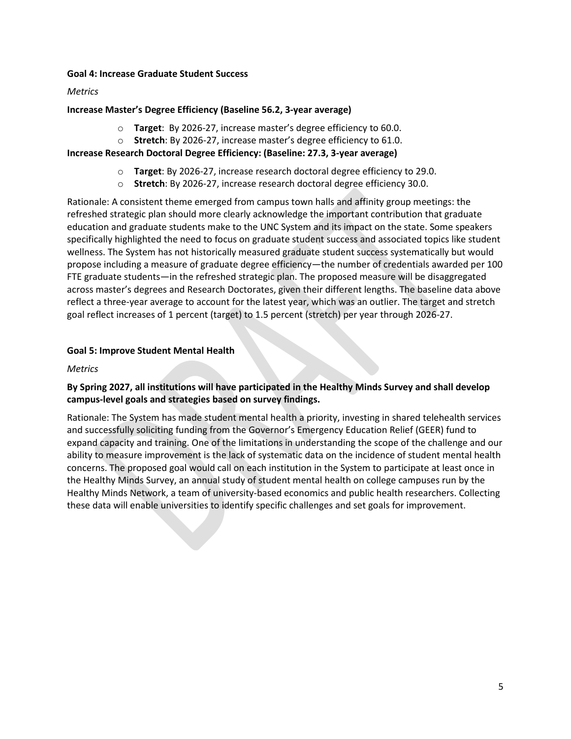**Goal 4: Increase Graduate Student Success**

*Metrics*

**Increase Master's Degree Efficiency (Baseline 56.2, 3-year average)**

- **Target**: By 2026-27, increase master's degree efficiency to 60.0.
- **Stretch**: By 2026-27, increase master's degree efficiency to 61.0.

**Increase Research Doctoral Degree Efficiency: (Baseline: 27.3, 3-year average)**

- **Target**: By 2026-27, increase research doctoral degree efficiency to 29.0.
- **Stretch**: By 2026-27, increase research doctoral degree efficiency 30.0.

Rationale: A consistent theme emerged from campus town halls and affinity group meetings: the refreshed strategic plan should more clearly acknowledge the important contribution that graduate education and graduate students make to the UNC System and its impact on the state. Some speakers specifically highlighted the need to focus on graduate student success and associated topics like student wellness. The System has not historically measured graduate student success systematically but would propose including a measure of graduate degree efficiency—the number of credentials awarded per 100 FTE graduate students—in the refreshed strategic plan. The proposed measure will be disaggregated across master's degrees and Research Doctorates, given their different lengths. The baseline data above reflect a three-year average to account for the latest year, which was an outlier. The target and stretch goal reflect increases of 1 percent (target) to 1.5 percent (stretch) per year through 2026-27.

**Goal 5: Improve Student Mental Health**

*Metrics*

**By Spring 2027, all institutions will have participated in the Healthy Minds Survey and shall develop campus-level goals and strategies based on survey findings.**

Rationale: The System has made student mental health a priority, investing in shared telehealth services and successfully soliciting funding from the Governor's Emergency Education Relief (GEER) fund to expand capacity and training. One of the limitations in understanding the scope of the challenge and our ability to measure improvement is the lack of systematic data on the incidence of student mental health concerns. The proposed goal would call on each institution in the System to participate at least once in the Healthy Minds Survey, an annual study of student mental health on college campuses run by the Healthy Minds Network, a team of university-based economics and public health researchers. Collecting these data will enable universities to identify specific challenges and set goals for improvement.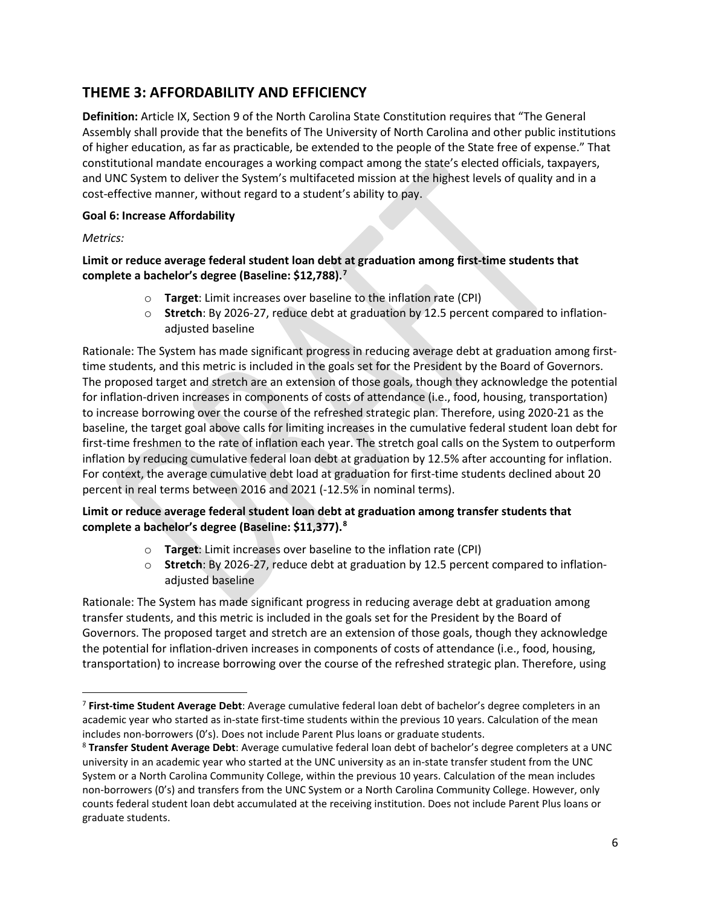## THEME 3: AFFORDABILITY AND EFFICIENCY

**Definition:** Article IX, Section 9 of the North Carolina State Constitution requires that "The General Assembly shall provide that the benefits of The University of North Carolina and other public institutions of higher education, as far as practicable, be extended to the people of the State free of expense." That constitutional mandate encourages a working compact among the state's elected officials, taxpayers, and UNC System to deliver the System's multifaceted mission at the highest levels of quality and in a cost-effective manner, without regard to a student's ability to pay.

**Goal 6: Increase Affordability**

*Metrics:*

**Limit or reduce average federal student loan debt at graduation among first-time students that complete a bachelor's degree (Baseline: $12,788).**[7]

- **Target**: Limit increases over baseline to the inflation rate (CPI)
- **Stretch**: By 2026-27, reduce debt at graduation by 12.5 percent compared to inflation-adjusted baseline

Rationale: The System has made significant progress in reducing average debt at graduation among first-time students, and this metric is included in the goals set for the President by the Board of Governors. The proposed target and stretch are an extension of those goals, though they acknowledge the potential for inflation-driven increases in components of costs of attendance (i.e., food, housing, transportation) to increase borrowing over the course of the refreshed strategic plan. Therefore, using 2020-21 as the baseline, the target goal above calls for limiting increases in the cumulative federal student loan debt for first-time freshmen to the rate of inflation each year. The stretch goal calls on the System to outperform inflation by reducing cumulative federal loan debt at graduation by 12.5% after accounting for inflation. For context, the average cumulative debt load at graduation for first-time students declined about 20 percent in real terms between 2016 and 2021 (-12.5% in nominal terms).

**Limit or reduce average federal student loan debt at graduation among transfer students that complete a bachelor's degree (Baseline: $11,377).**[8]

- **Target**: Limit increases over baseline to the inflation rate (CPI)
- **Stretch**: By 2026-27, reduce debt at graduation by 12.5 percent compared to inflation-adjusted baseline

Rationale: The System has made significant progress in reducing average debt at graduation among transfer students, and this metric is included in the goals set for the President by the Board of Governors. The proposed target and stretch are an extension of those goals, though they acknowledge the potential for inflation-driven increases in components of costs of attendance (i.e., food, housing, transportation) to increase borrowing over the course of the refreshed strategic plan. Therefore, using

---

[7] **First-time Student Average Debt**: Average cumulative federal loan debt of bachelor's degree completers in an academic year who started as in-state first-time students within the previous 10 years. Calculation of the mean includes non-borrowers (0's). Does not include Parent Plus loans or graduate students.

[8] **Transfer Student Average Debt**: Average cumulative federal loan debt of bachelor's degree completers at a UNC university in an academic year who started at the UNC university as an in-state transfer student from the UNC System or a North Carolina Community College, within the previous 10 years. Calculation of the mean includes non-borrowers (0's) and transfers from the UNC System or a North Carolina Community College. However, only counts federal student loan debt accumulated at the receiving institution. Does not include Parent Plus loans or graduate students.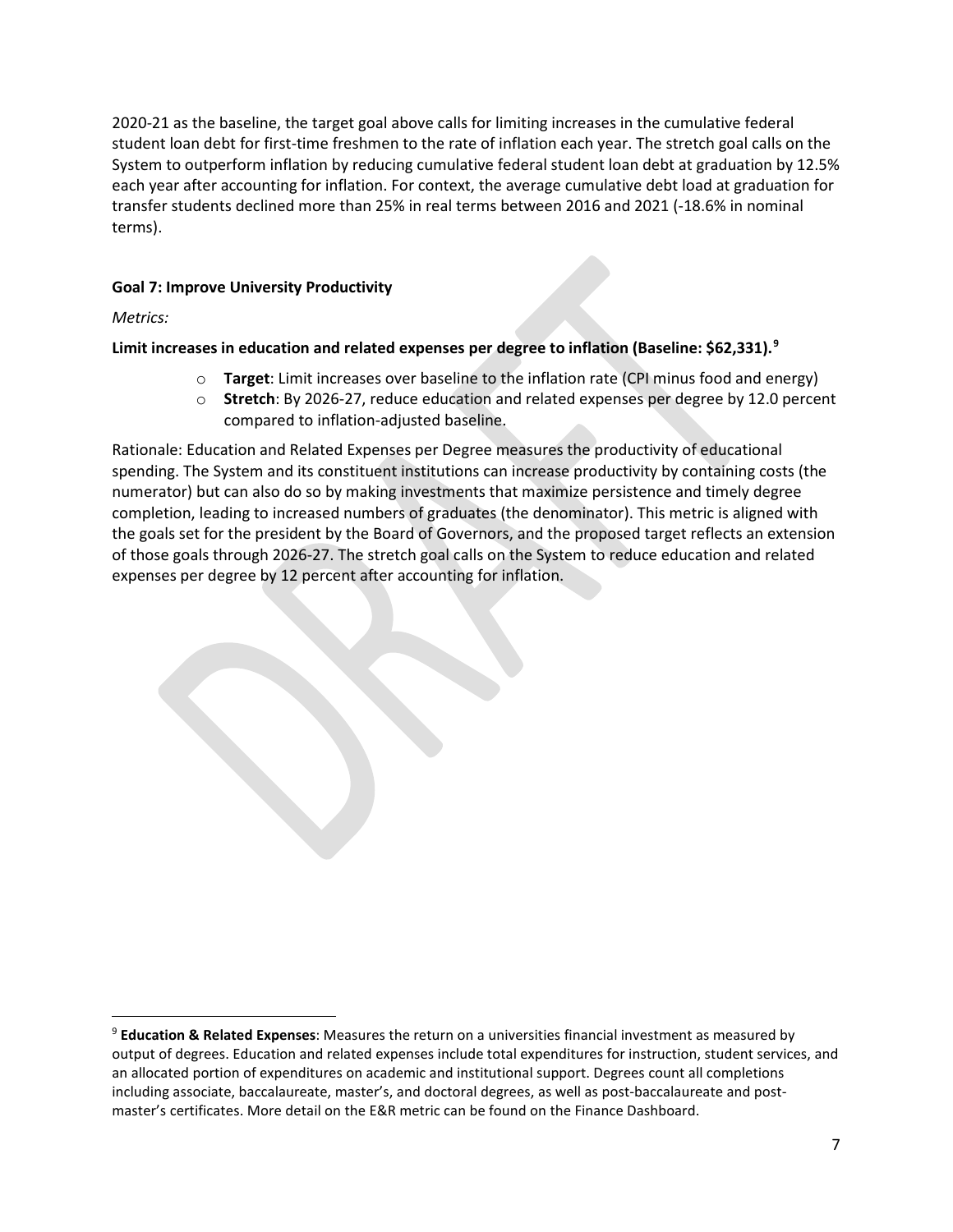2020-21 as the baseline, the target goal above calls for limiting increases in the cumulative federal student loan debt for first-time freshmen to the rate of inflation each year. The stretch goal calls on the System to outperform inflation by reducing cumulative federal student loan debt at graduation by 12.5% each year after accounting for inflation. For context, the average cumulative debt load at graduation for transfer students declined more than 25% in real terms between 2016 and 2021 (-18.6% in nominal terms).

**Goal 7: Improve University Productivity**

*Metrics:*

**Limit increases in education and related expenses per degree to inflation (Baseline: $62,331).[9]**

- **Target**: Limit increases over baseline to the inflation rate (CPI minus food and energy)
- **Stretch**: By 2026-27, reduce education and related expenses per degree by 12.0 percent compared to inflation-adjusted baseline.

Rationale: Education and Related Expenses per Degree measures the productivity of educational spending. The System and its constituent institutions can increase productivity by containing costs (the numerator) but can also do so by making investments that maximize persistence and timely degree completion, leading to increased numbers of graduates (the denominator). This metric is aligned with the goals set for the president by the Board of Governors, and the proposed target reflects an extension of those goals through 2026-27. The stretch goal calls on the System to reduce education and related expenses per degree by 12 percent after accounting for inflation.

---

[9] **Education & Related Expenses**: Measures the return on a universities financial investment as measured by output of degrees. Education and related expenses include total expenditures for instruction, student services, and an allocated portion of expenditures on academic and institutional support. Degrees count all completions including associate, baccalaureate, master's, and doctoral degrees, as well as post-baccalaureate and post-master's certificates. More detail on the E&R metric can be found on the Finance Dashboard.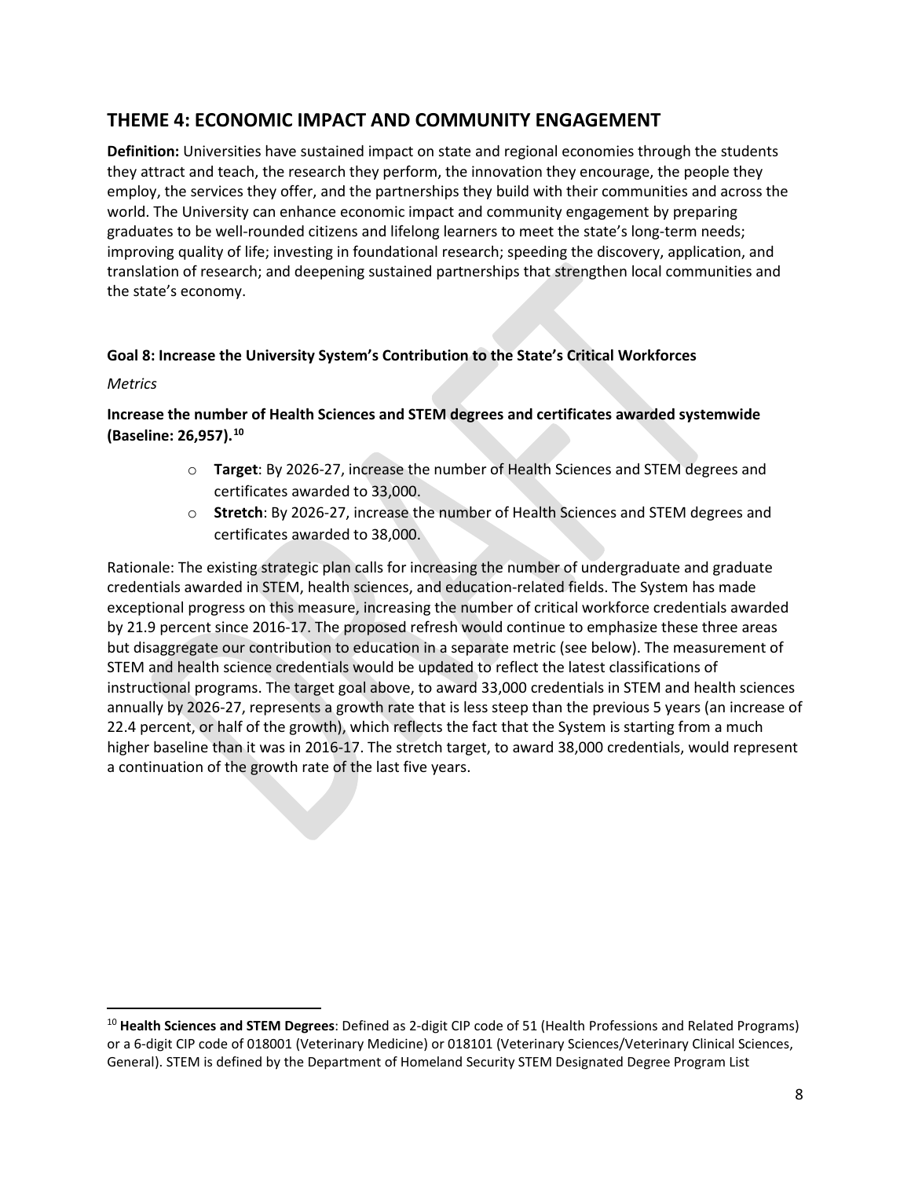## THEME 4: ECONOMIC IMPACT AND COMMUNITY ENGAGEMENT

**Definition:** Universities have sustained impact on state and regional economies through the students they attract and teach, the research they perform, the innovation they encourage, the people they employ, the services they offer, and the partnerships they build with their communities and across the world. The University can enhance economic impact and community engagement by preparing graduates to be well-rounded citizens and lifelong learners to meet the state's long-term needs; improving quality of life; investing in foundational research; speeding the discovery, application, and translation of research; and deepening sustained partnerships that strengthen local communities and the state's economy.

**Goal 8: Increase the University System's Contribution to the State's Critical Workforces**

*Metrics*

**Increase the number of Health Sciences and STEM degrees and certificates awarded systemwide (Baseline: 26,957).**[10]

- **Target**: By 2026-27, increase the number of Health Sciences and STEM degrees and certificates awarded to 33,000.
- **Stretch**: By 2026-27, increase the number of Health Sciences and STEM degrees and certificates awarded to 38,000.

Rationale: The existing strategic plan calls for increasing the number of undergraduate and graduate credentials awarded in STEM, health sciences, and education-related fields. The System has made exceptional progress on this measure, increasing the number of critical workforce credentials awarded by 21.9 percent since 2016-17. The proposed refresh would continue to emphasize these three areas but disaggregate our contribution to education in a separate metric (see below). The measurement of STEM and health science credentials would be updated to reflect the latest classifications of instructional programs. The target goal above, to award 33,000 credentials in STEM and health sciences annually by 2026-27, represents a growth rate that is less steep than the previous 5 years (an increase of 22.4 percent, or half of the growth), which reflects the fact that the System is starting from a much higher baseline than it was in 2016-17. The stretch target, to award 38,000 credentials, would represent a continuation of the growth rate of the last five years.

---

[10] **Health Sciences and STEM Degrees**: Defined as 2-digit CIP code of 51 (Health Professions and Related Programs) or a 6-digit CIP code of 018001 (Veterinary Medicine) or 018101 (Veterinary Sciences/Veterinary Clinical Sciences, General). STEM is defined by the Department of Homeland Security STEM Designated Degree Program List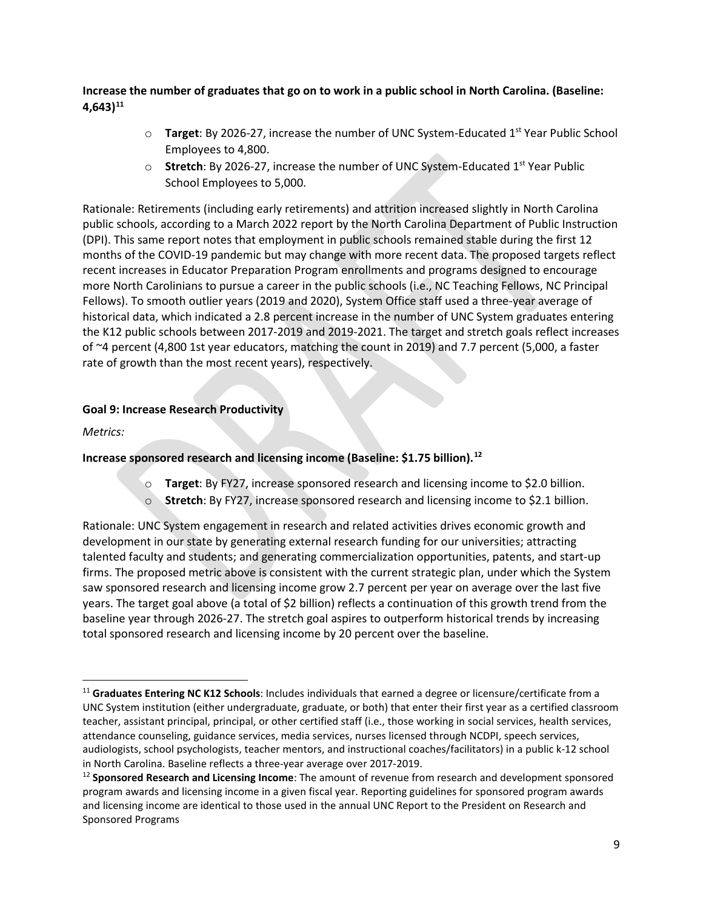**Increase the number of graduates that go on to work in a public school in North Carolina. (Baseline: 4,643)[11]**

- **Target**: By 2026-27, increase the number of UNC System-Educated 1st Year Public School Employees to 4,800.
- **Stretch**: By 2026-27, increase the number of UNC System-Educated 1st Year Public School Employees to 5,000.

Rationale: Retirements (including early retirements) and attrition increased slightly in North Carolina public schools, according to a March 2022 report by the North Carolina Department of Public Instruction (DPI). This same report notes that employment in public schools remained stable during the first 12 months of the COVID-19 pandemic but may change with more recent data. The proposed targets reflect recent increases in Educator Preparation Program enrollments and programs designed to encourage more North Carolinians to pursue a career in the public schools (i.e., NC Teaching Fellows, NC Principal Fellows). To smooth outlier years (2019 and 2020), System Office staff used a three-year average of historical data, which indicated a 2.8 percent increase in the number of UNC System graduates entering the K12 public schools between 2017-2019 and 2019-2021. The target and stretch goals reflect increases of ~4 percent (4,800 1st year educators, matching the count in 2019) and 7.7 percent (5,000, a faster rate of growth than the most recent years), respectively.

**Goal 9: Increase Research Productivity**

*Metrics:*

**Increase sponsored research and licensing income (Baseline: $1.75 billion).[12]**

- **Target**: By FY27, increase sponsored research and licensing income to $2.0 billion.
- **Stretch**: By FY27, increase sponsored research and licensing income to $2.1 billion.

Rationale: UNC System engagement in research and related activities drives economic growth and development in our state by generating external research funding for our universities; attracting talented faculty and students; and generating commercialization opportunities, patents, and start-up firms. The proposed metric above is consistent with the current strategic plan, under which the System saw sponsored research and licensing income grow 2.7 percent per year on average over the last five years. The target goal above (a total of $2 billion) reflects a continuation of this growth trend from the baseline year through 2026-27. The stretch goal aspires to outperform historical trends by increasing total sponsored research and licensing income by 20 percent over the baseline.

---

[11] **Graduates Entering NC K12 Schools**: Includes individuals that earned a degree or licensure/certificate from a UNC System institution (either undergraduate, graduate, or both) that enter their first year as a certified classroom teacher, assistant principal, principal, or other certified staff (i.e., those working in social services, health services, attendance counseling, guidance services, media services, nurses licensed through NCDPI, speech services, audiologists, school psychologists, teacher mentors, and instructional coaches/facilitators) in a public k-12 school in North Carolina. Baseline reflects a three-year average over 2017-2019.

[12] **Sponsored Research and Licensing Income**: The amount of revenue from research and development sponsored program awards and licensing income in a given fiscal year. Reporting guidelines for sponsored program awards and licensing income are identical to those used in the annual UNC Report to the President on Research and Sponsored Programs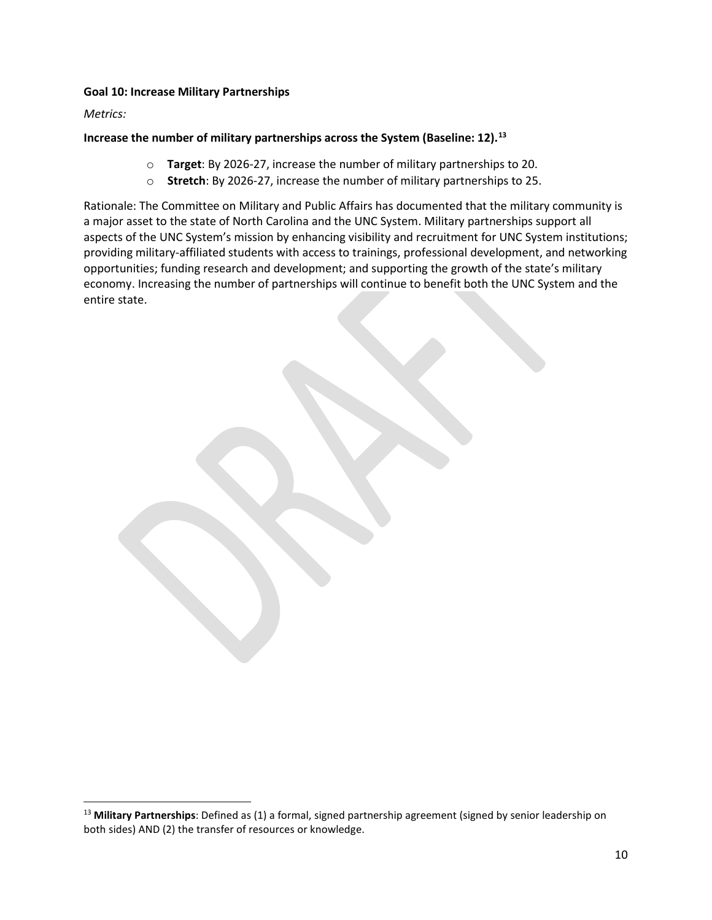**Goal 10: Increase Military Partnerships**

*Metrics:*

**Increase the number of military partnerships across the System (Baseline: 12).[13]**

- **Target**: By 2026-27, increase the number of military partnerships to 20.
- **Stretch**: By 2026-27, increase the number of military partnerships to 25.

Rationale: The Committee on Military and Public Affairs has documented that the military community is a major asset to the state of North Carolina and the UNC System. Military partnerships support all aspects of the UNC System's mission by enhancing visibility and recruitment for UNC System institutions; providing military-affiliated students with access to trainings, professional development, and networking opportunities; funding research and development; and supporting the growth of the state's military economy. Increasing the number of partnerships will continue to benefit both the UNC System and the entire state.

[13] **Military Partnerships**: Defined as (1) a formal, signed partnership agreement (signed by senior leadership on both sides) AND (2) the transfer of resources or knowledge.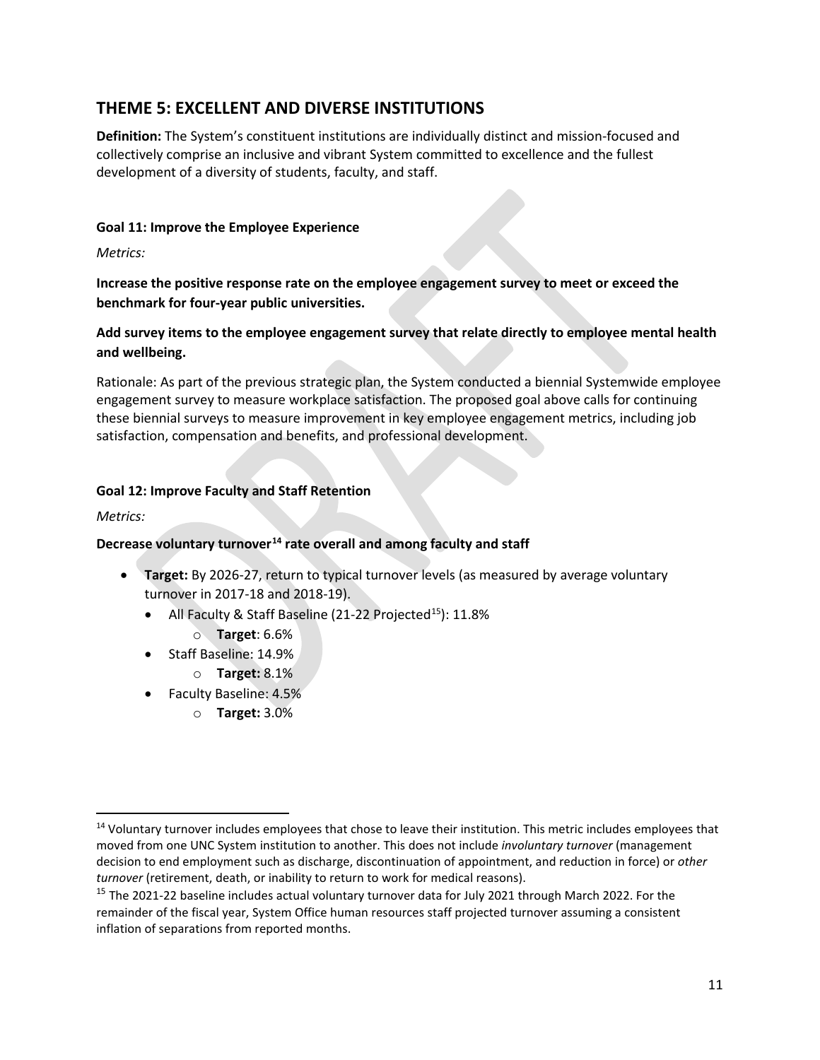## THEME 5: EXCELLENT AND DIVERSE INSTITUTIONS

**Definition:** The System's constituent institutions are individually distinct and mission-focused and collectively comprise an inclusive and vibrant System committed to excellence and the fullest development of a diversity of students, faculty, and staff.

### Goal 11: Improve the Employee Experience

*Metrics:*

**Increase the positive response rate on the employee engagement survey to meet or exceed the benchmark for four-year public universities.**

**Add survey items to the employee engagement survey that relate directly to employee mental health and wellbeing.**

Rationale: As part of the previous strategic plan, the System conducted a biennial Systemwide employee engagement survey to measure workplace satisfaction. The proposed goal above calls for continuing these biennial surveys to measure improvement in key employee engagement metrics, including job satisfaction, compensation and benefits, and professional development.

### Goal 12: Improve Faculty and Staff Retention

*Metrics:*

**Decrease voluntary turnover[14] rate overall and among faculty and staff**

- **Target:** By 2026-27, return to typical turnover levels (as measured by average voluntary turnover in 2017-18 and 2018-19).
  - All Faculty & Staff Baseline (21-22 Projected[15]): 11.8%
    - **Target**: 6.6%
  - Staff Baseline: 14.9%
    - **Target:** 8.1%
  - Faculty Baseline: 4.5%
    - **Target:** 3.0%

[14] Voluntary turnover includes employees that chose to leave their institution. This metric includes employees that moved from one UNC System institution to another. This does not include *involuntary turnover* (management decision to end employment such as discharge, discontinuation of appointment, and reduction in force) or *other turnover* (retirement, death, or inability to return to work for medical reasons).

[15] The 2021-22 baseline includes actual voluntary turnover data for July 2021 through March 2022. For the remainder of the fiscal year, System Office human resources staff projected turnover assuming a consistent inflation of separations from reported months.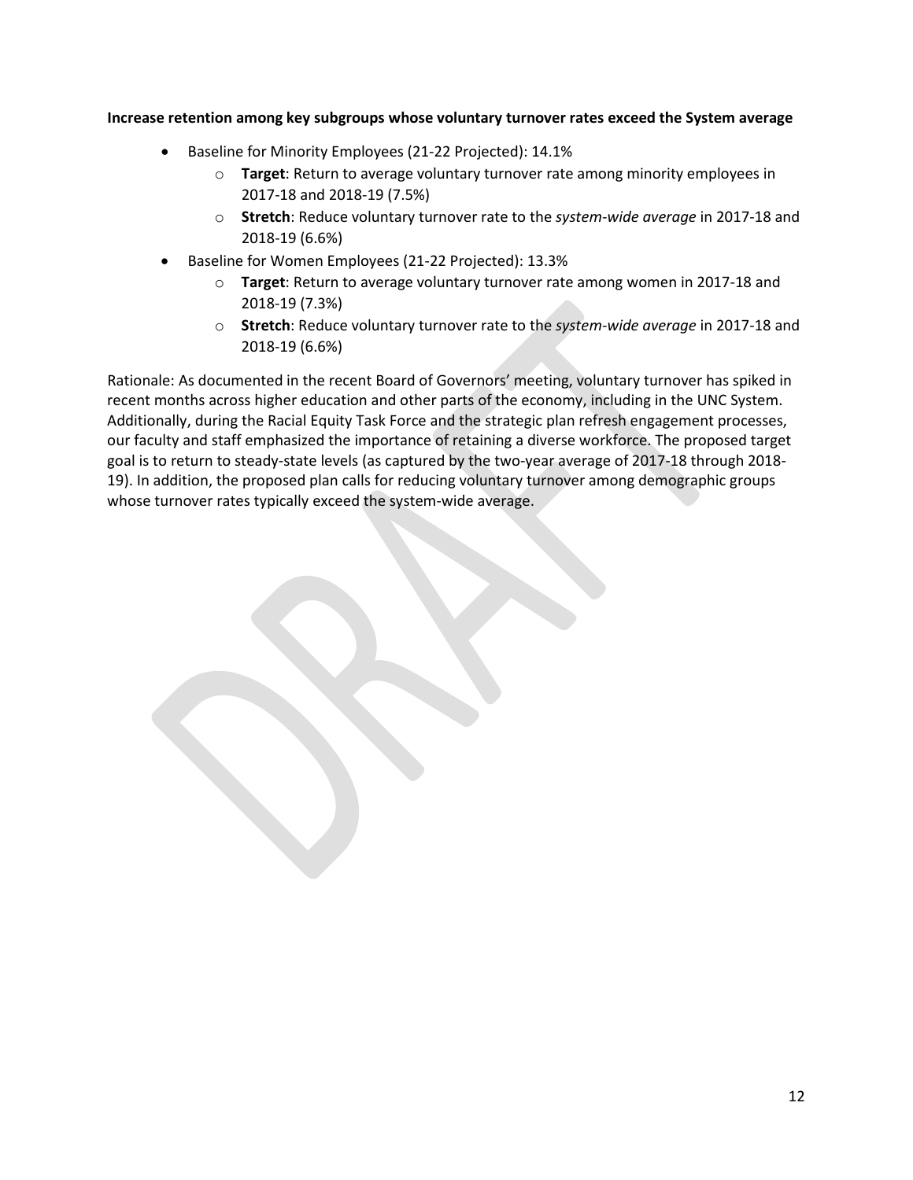**Increase retention among key subgroups whose voluntary turnover rates exceed the System average**

- Baseline for Minority Employees (21-22 Projected): 14.1%
  - **Target**: Return to average voluntary turnover rate among minority employees in 2017-18 and 2018-19 (7.5%)
  - **Stretch**: Reduce voluntary turnover rate to the *system-wide average* in 2017-18 and 2018-19 (6.6%)
- Baseline for Women Employees (21-22 Projected): 13.3%
  - **Target**: Return to average voluntary turnover rate among women in 2017-18 and 2018-19 (7.3%)
  - **Stretch**: Reduce voluntary turnover rate to the *system-wide average* in 2017-18 and 2018-19 (6.6%)

Rationale: As documented in the recent Board of Governors' meeting, voluntary turnover has spiked in recent months across higher education and other parts of the economy, including in the UNC System. Additionally, during the Racial Equity Task Force and the strategic plan refresh engagement processes, our faculty and staff emphasized the importance of retaining a diverse workforce. The proposed target goal is to return to steady-state levels (as captured by the two-year average of 2017-18 through 2018-19). In addition, the proposed plan calls for reducing voluntary turnover among demographic groups whose turnover rates typically exceed the system-wide average.